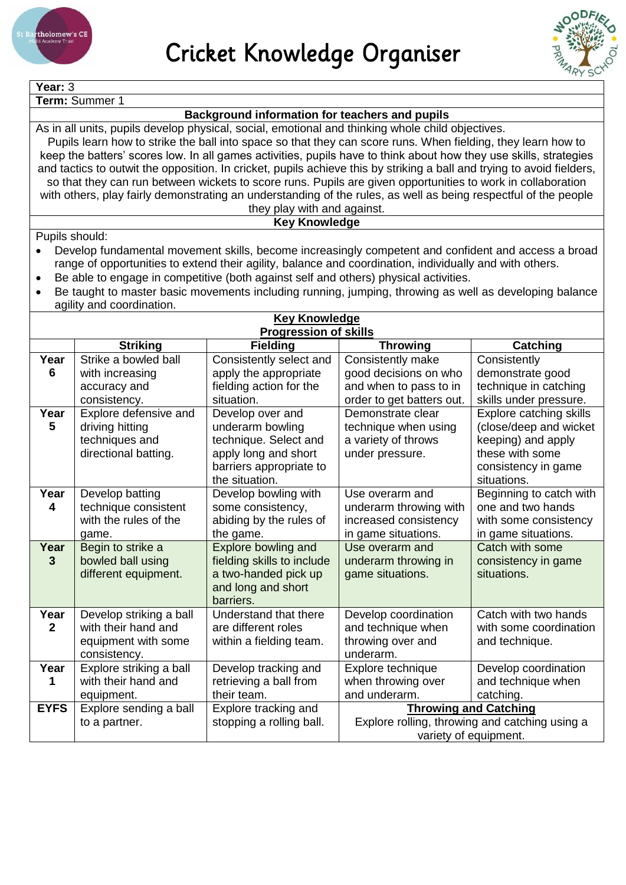# Cricket Knowledge Organiser

**Year:** 3

**Term:** Summer 1

**Background information for teachers and pupils**

As in all units, pupils develop physical, social, emotional and thinking whole child objectives.
Pupils learn how to strike the ball into space so that they can score runs. When fielding, they learn how to keep the batters' scores low. In all games activities, pupils have to think about how they use skills, strategies and tactics to outwit the opposition. In cricket, pupils achieve this by striking a ball and trying to avoid fielders, so that they can run between wickets to score runs. Pupils are given opportunities to work in collaboration with others, play fairly demonstrating an understanding of the rules, as well as being respectful of the people they play with and against.

**Key Knowledge**

Pupils should:

- Develop fundamental movement skills, become increasingly competent and confident and access a broad range of opportunities to extend their agility, balance and coordination, individually and with others.
- Be able to engage in competitive (both against self and others) physical activities.
- Be taught to master basic movements including running, jumping, throwing as well as developing balance agility and coordination.

**Key Knowledge**

**Progression of skills**

| | Striking | Fielding | Throwing | Catching |
|---|---|---|---|---|
| **Year 6** | Strike a bowled ball with increasing accuracy and consistency. | Consistently select and apply the appropriate fielding action for the situation. | Consistently make good decisions on who and when to pass to in order to get batters out. | Consistently demonstrate good technique in catching skills under pressure. |
| **Year 5** | Explore defensive and driving hitting techniques and directional batting. | Develop over and underarm bowling technique. Select and apply long and short barriers appropriate to the situation. | Demonstrate clear technique when using a variety of throws under pressure. | Explore catching skills (close/deep and wicket keeping) and apply these with some consistency in game situations. |
| **Year 4** | Develop batting technique consistent with the rules of the game. | Develop bowling with some consistency, abiding by the rules of the game. | Use overarm and underarm throwing with increased consistency in game situations. | Beginning to catch with one and two hands with some consistency in game situations. |
| **Year 3** | Begin to strike a bowled ball using different equipment. | Explore bowling and fielding skills to include a two-handed pick up and long and short barriers. | Use overarm and underarm throwing in game situations. | Catch with some consistency in game situations. |
| **Year 2** | Develop striking a ball with their hand and equipment with some consistency. | Understand that there are different roles within a fielding team. | Develop coordination and technique when throwing over and underarm. | Catch with two hands with some coordination and technique. |
| **Year 1** | Explore striking a ball with their hand and equipment. | Develop tracking and retrieving a ball from their team. | Explore technique when throwing over and underarm. | Develop coordination and technique when catching. |
| **EYFS** | Explore sending a ball to a partner. | Explore tracking and stopping a rolling ball. | **Throwing and Catching** Explore rolling, throwing and catching using a variety of equipment. | |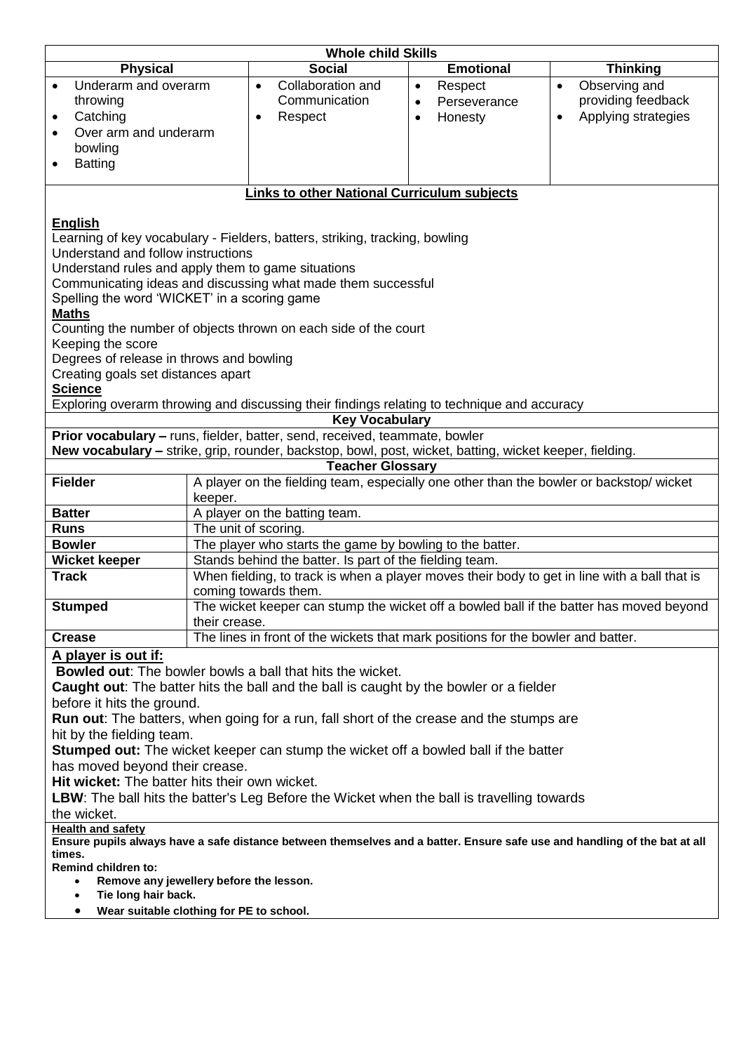| Whole child Skills | | | |
|---|---|---|---|
| **Physical** | **Social** | **Emotional** | **Thinking** |
| • Underarm and overarm throwing<br>• Catching<br>• Over arm and underarm bowling<br>• Batting | • Collaboration and Communication<br>• Respect | • Respect<br>• Perseverance<br>• Honesty | • Observing and providing feedback<br>• Applying strategies |

## Links to other National Curriculum subjects

**English**

Learning of key vocabulary - Fielders, batters, striking, tracking, bowling
Understand and follow instructions
Understand rules and apply them to game situations
Communicating ideas and discussing what made them successful
Spelling the word 'WICKET' in a scoring game

**Maths**

Counting the number of objects thrown on each side of the court
Keeping the score
Degrees of release in throws and bowling
Creating goals set distances apart

**Science**

Exploring overarm throwing and discussing their findings relating to technique and accuracy

## Key Vocabulary

**Prior vocabulary –** runs, fielder, batter, send, received, teammate, bowler
**New vocabulary –** strike, grip, rounder, backstop, bowl, post, wicket, batting, wicket keeper, fielding.

## Teacher Glossary

| Term | Definition |
|---|---|
| **Fielder** | A player on the fielding team, especially one other than the bowler or backstop/ wicket keeper. |
| **Batter** | A player on the batting team. |
| **Runs** | The unit of scoring. |
| **Bowler** | The player who starts the game by bowling to the batter. |
| **Wicket keeper** | Stands behind the batter. Is part of the fielding team. |
| **Track** | When fielding, to track is when a player moves their body to get in line with a ball that is coming towards them. |
| **Stumped** | The wicket keeper can stump the wicket off a bowled ball if the batter has moved beyond their crease. |
| **Crease** | The lines in front of the wickets that mark positions for the bowler and batter. |

**A player is out if:**

**Bowled out**: The bowler bowls a ball that hits the wicket.
**Caught out**: The batter hits the ball and the ball is caught by the bowler or a fielder before it hits the ground.
**Run out**: The batters, when going for a run, fall short of the crease and the stumps are hit by the fielding team.
**Stumped out:** The wicket keeper can stump the wicket off a bowled ball if the batter has moved beyond their crease.
**Hit wicket:** The batter hits their own wicket.
**LBW**: The ball hits the batter's Leg Before the Wicket when the ball is travelling towards the wicket.

**Health and safety**

**Ensure pupils always have a safe distance between themselves and a batter. Ensure safe use and handling of the bat at all times.**

**Remind children to:**

- **Remove any jewellery before the lesson.**
- **Tie long hair back.**
- **Wear suitable clothing for PE to school.**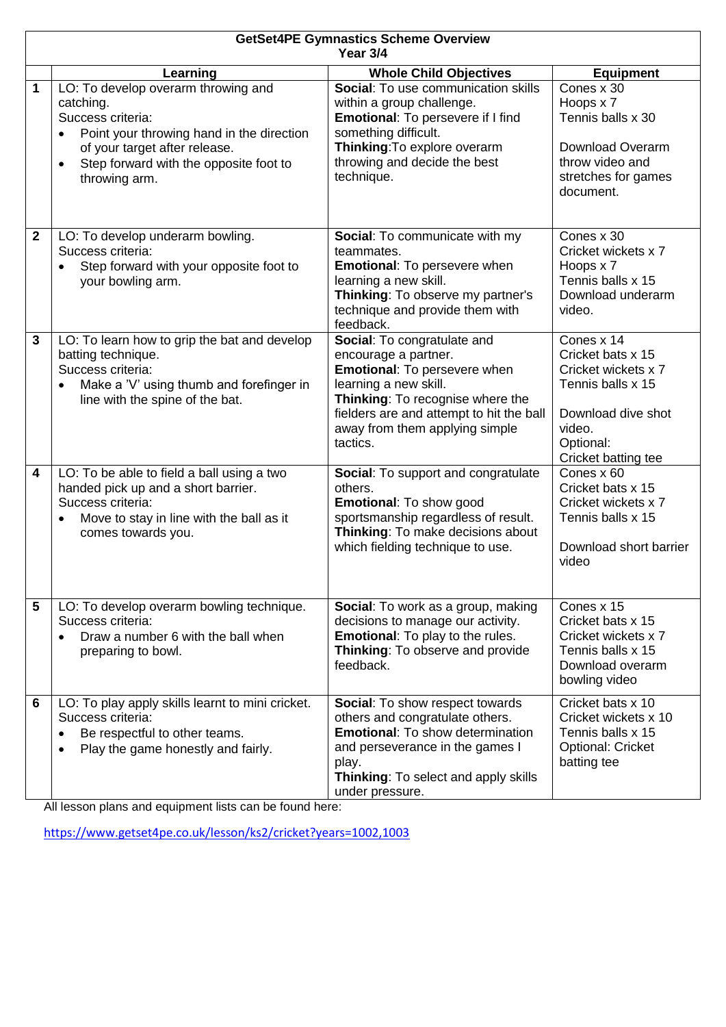**GetSet4PE Gymnastics Scheme Overview**
**Year 3/4**

| | Learning | Whole Child Objectives | Equipment |
|---|---|---|---|
| 1 | LO: To develop overarm throwing and catching.<br>Success criteria:<br>• Point your throwing hand in the direction of your target after release.<br>• Step forward with the opposite foot to throwing arm. | **Social**: To use communication skills within a group challenge.<br>**Emotional**: To persevere if I find something difficult.<br>**Thinking**:To explore overarm throwing and decide the best technique. | Cones x 30<br>Hoops x 7<br>Tennis balls x 30<br><br>Download Overarm throw video and stretches for games document. |
| 2 | LO: To develop underarm bowling.<br>Success criteria:<br>• Step forward with your opposite foot to your bowling arm. | **Social**: To communicate with my teammates.<br>**Emotional**: To persevere when learning a new skill.<br>**Thinking**: To observe my partner's technique and provide them with feedback. | Cones x 30<br>Cricket wickets x 7<br>Hoops x 7<br>Tennis balls x 15<br>Download underarm video. |
| 3 | LO: To learn how to grip the bat and develop batting technique.<br>Success criteria:<br>• Make a 'V' using thumb and forefinger in line with the spine of the bat. | **Social**: To congratulate and encourage a partner.<br>**Emotional**: To persevere when learning a new skill.<br>**Thinking**: To recognise where the fielders are and attempt to hit the ball away from them applying simple tactics. | Cones x 14<br>Cricket bats x 15<br>Cricket wickets x 7<br>Tennis balls x 15<br><br>Download dive shot video.<br>Optional:<br>Cricket batting tee |
| 4 | LO: To be able to field a ball using a two handed pick up and a short barrier.<br>Success criteria:<br>• Move to stay in line with the ball as it comes towards you. | **Social**: To support and congratulate others.<br>**Emotional**: To show good sportsmanship regardless of result.<br>**Thinking**: To make decisions about which fielding technique to use. | Cones x 60<br>Cricket bats x 15<br>Cricket wickets x 7<br>Tennis balls x 15<br><br>Download short barrier video |
| 5 | LO: To develop overarm bowling technique.<br>Success criteria:<br>• Draw a number 6 with the ball when preparing to bowl. | **Social**: To work as a group, making decisions to manage our activity.<br>**Emotional**: To play to the rules.<br>**Thinking**: To observe and provide feedback. | Cones x 15<br>Cricket bats x 15<br>Cricket wickets x 7<br>Tennis balls x 15<br>Download overarm bowling video |
| 6 | LO: To play apply skills learnt to mini cricket.<br>Success criteria:<br>• Be respectful to other teams.<br>• Play the game honestly and fairly. | **Social**: To show respect towards others and congratulate others.<br>**Emotional**: To show determination and perseverance in the games I play.<br>**Thinking**: To select and apply skills under pressure. | Cricket bats x 10<br>Cricket wickets x 10<br>Tennis balls x 15<br>Optional: Cricket batting tee |

All lesson plans and equipment lists can be found here:

https://www.getset4pe.co.uk/lesson/ks2/cricket?years=1002,1003